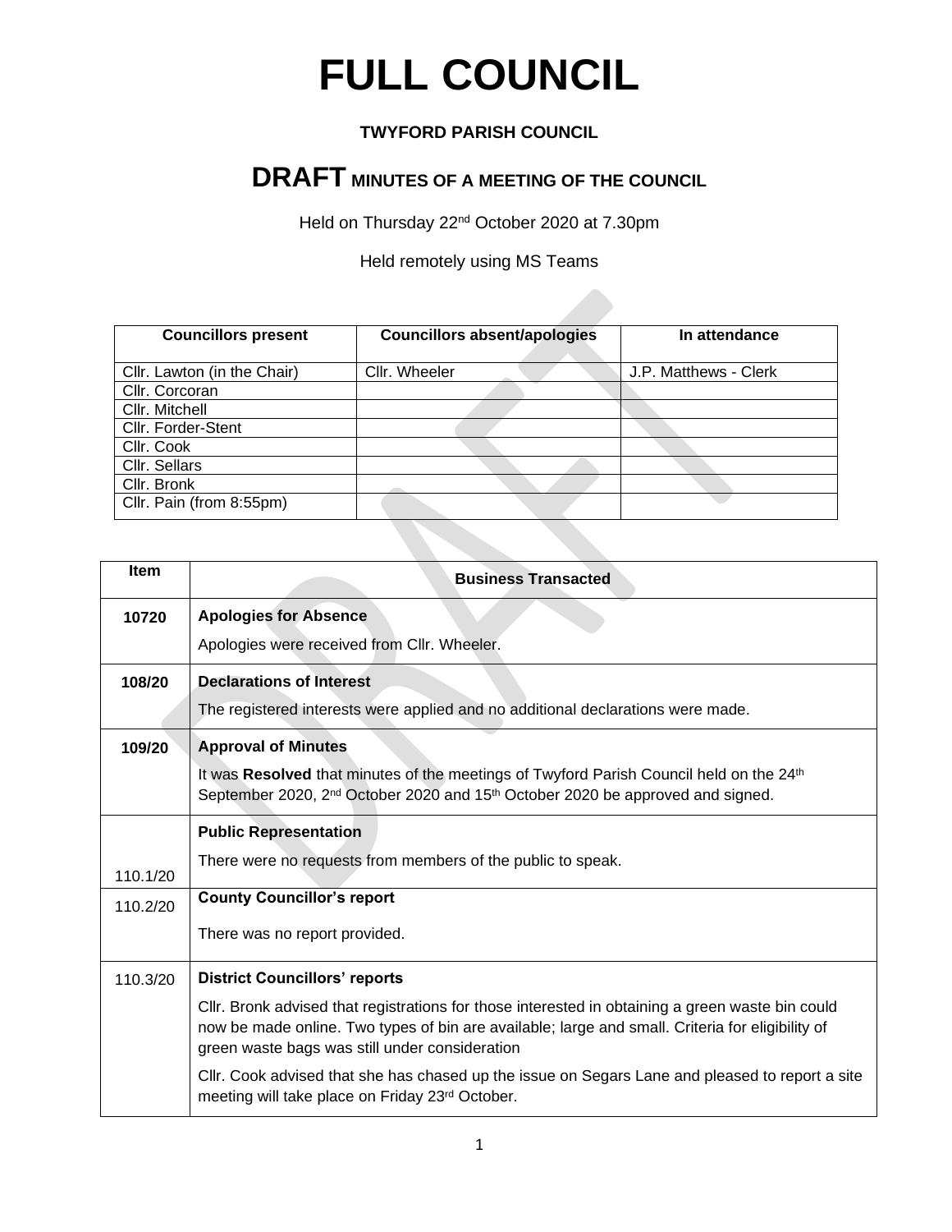# FULL COUNCIL

**TWYFORD PARISH COUNCIL**

## DRAFT MINUTES OF A MEETING OF THE COUNCIL

Held on Thursday 22nd October 2020 at 7.30pm

Held remotely using MS Teams

| Councillors present | Councillors absent/apologies | In attendance |
|---|---|---|
| Cllr. Lawton (in the Chair) | Cllr. Wheeler | J.P. Matthews - Clerk |
| Cllr. Corcoran | | |
| Cllr. Mitchell | | |
| Cllr. Forder-Stent | | |
| Cllr. Cook | | |
| Cllr. Sellars | | |
| Cllr. Bronk | | |
| Cllr. Pain (from 8:55pm) | | |

| Item | Business Transacted |
|---|---|
| **10720** | **Apologies for Absence**<br>Apologies were received from Cllr. Wheeler. |
| **108/20** | **Declarations of Interest**<br>The registered interests were applied and no additional declarations were made. |
| **109/20** | **Approval of Minutes**<br>It was **Resolved** that minutes of the meetings of Twyford Parish Council held on the 24th September 2020, 2nd October 2020 and 15th October 2020 be approved and signed. |
| 110.1/20 | **Public Representation**<br>There were no requests from members of the public to speak. |
| 110.2/20 | **County Councillor's report**<br>There was no report provided. |
| 110.3/20 | **District Councillors' reports**<br>Cllr. Bronk advised that registrations for those interested in obtaining a green waste bin could now be made online. Two types of bin are available; large and small. Criteria for eligibility of green waste bags was still under consideration<br>Cllr. Cook advised that she has chased up the issue on Segars Lane and pleased to report a site meeting will take place on Friday 23rd October. |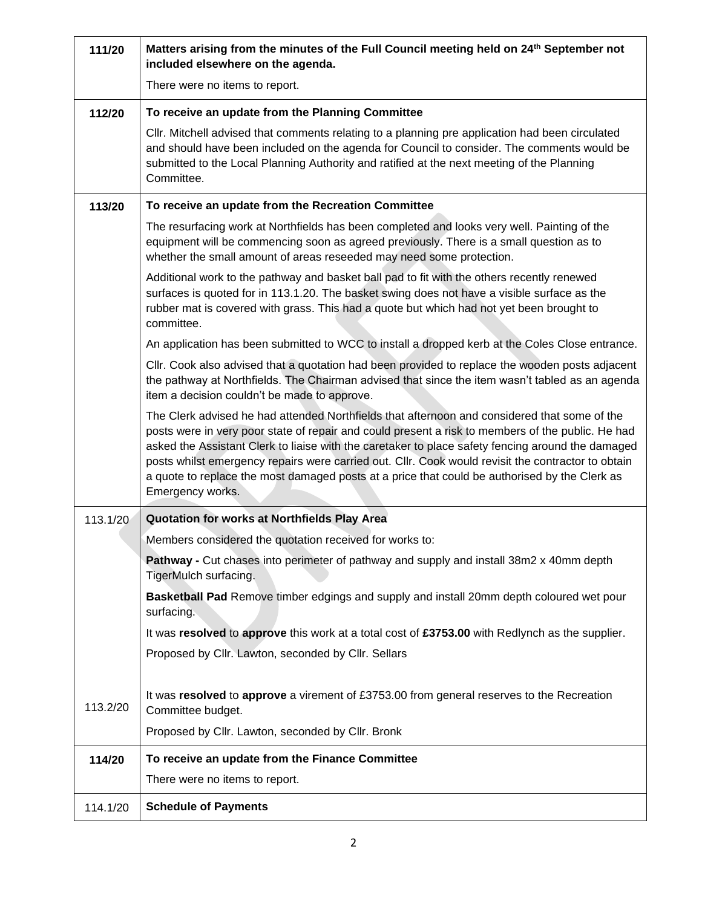| | |
|---|---|
| **111/20** | **Matters arising from the minutes of the Full Council meeting held on 24th September not included elsewhere on the agenda.**<br><br>There were no items to report. |
| **112/20** | **To receive an update from the Planning Committee**<br><br>Cllr. Mitchell advised that comments relating to a planning pre application had been circulated and should have been included on the agenda for Council to consider. The comments would be submitted to the Local Planning Authority and ratified at the next meeting of the Planning Committee. |
| **113/20** | **To receive an update from the Recreation Committee**<br><br>The resurfacing work at Northfields has been completed and looks very well. Painting of the equipment will be commencing soon as agreed previously. There is a small question as to whether the small amount of areas reseeded may need some protection.<br><br>Additional work to the pathway and basket ball pad to fit with the others recently renewed surfaces is quoted for in 113.1.20. The basket swing does not have a visible surface as the rubber mat is covered with grass. This had a quote but which had not yet been brought to committee.<br><br>An application has been submitted to WCC to install a dropped kerb at the Coles Close entrance.<br><br>Cllr. Cook also advised that a quotation had been provided to replace the wooden posts adjacent the pathway at Northfields. The Chairman advised that since the item wasn't tabled as an agenda item a decision couldn't be made to approve.<br><br>The Clerk advised he had attended Northfields that afternoon and considered that some of the posts were in very poor state of repair and could present a risk to members of the public. He had asked the Assistant Clerk to liaise with the caretaker to place safety fencing around the damaged posts whilst emergency repairs were carried out. Cllr. Cook would revisit the contractor to obtain a quote to replace the most damaged posts at a price that could be authorised by the Clerk as Emergency works. |
| 113.1/20 | **Quotation for works at Northfields Play Area**<br><br>Members considered the quotation received for works to:<br><br>**Pathway -** Cut chases into perimeter of pathway and supply and install 38m2 x 40mm depth TigerMulch surfacing.<br><br>**Basketball Pad** Remove timber edgings and supply and install 20mm depth coloured wet pour surfacing.<br><br>It was **resolved** to **approve** this work at a total cost of **£3753.00** with Redlynch as the supplier.<br><br>Proposed by Cllr. Lawton, seconded by Cllr. Sellars |
| 113.2/20 | It was **resolved** to **approve** a virement of £3753.00 from general reserves to the Recreation Committee budget.<br><br>Proposed by Cllr. Lawton, seconded by Cllr. Bronk |
| **114/20** | **To receive an update from the Finance Committee**<br><br>There were no items to report. |
| 114.1/20 | **Schedule of Payments** |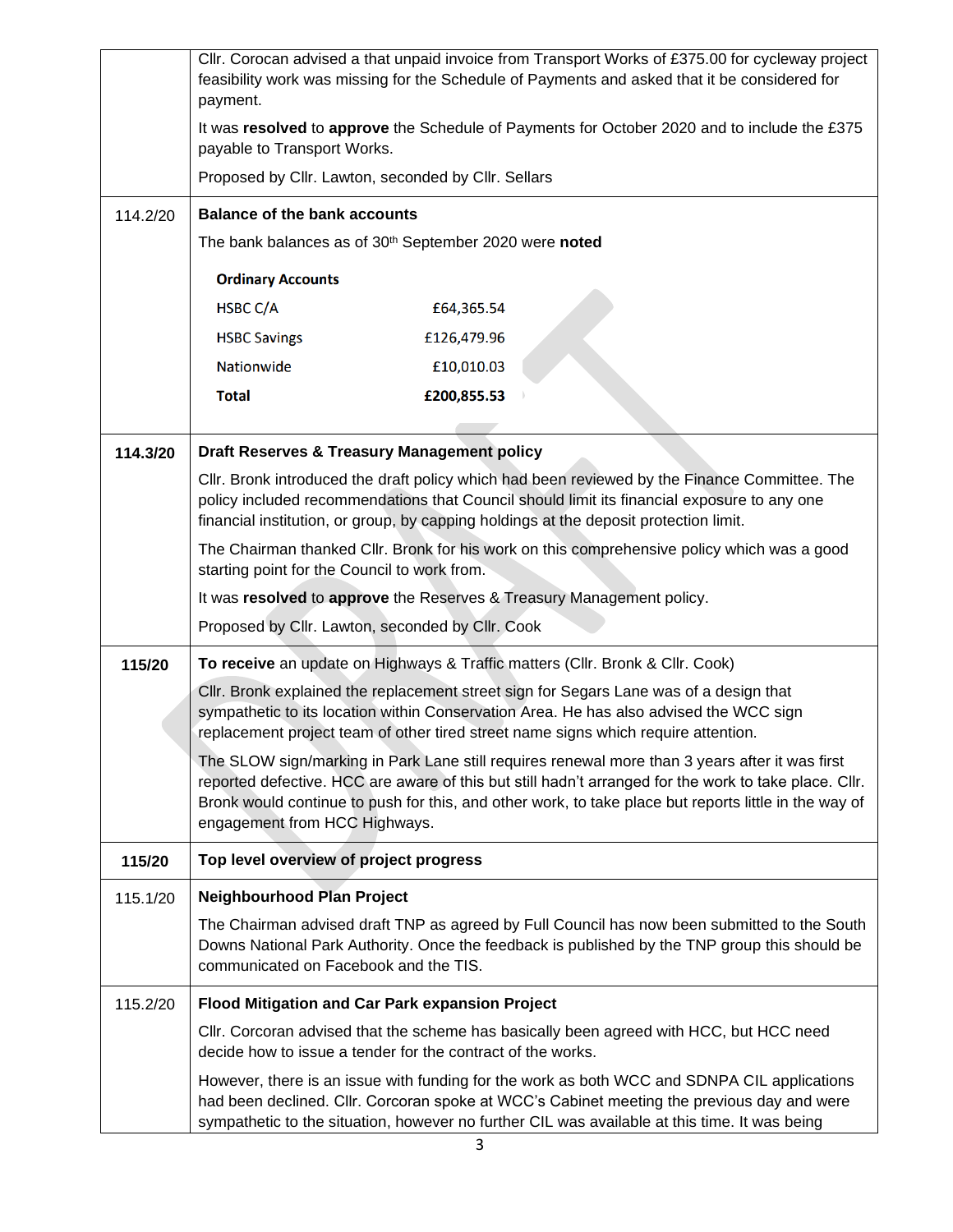| | |
|---|---|
| | Cllr. Corocan advised a that unpaid invoice from Transport Works of £375.00 for cycleway project feasibility work was missing for the Schedule of Payments and asked that it be considered for payment.<br><br>It was **resolved** to **approve** the Schedule of Payments for October 2020 and to include the £375 payable to Transport Works.<br><br>Proposed by Cllr. Lawton, seconded by Cllr. Sellars |
| 114.2/20 | **Balance of the bank accounts**<br><br>The bank balances as of 30th September 2020 were **noted**<br><br>**Ordinary Accounts**<br>HSBC C/A £64,365.54<br>HSBC Savings £126,479.96<br>Nationwide £10,010.03<br>**Total** **£200,855.53** |
| **114.3/20** | **Draft Reserves & Treasury Management policy**<br><br>Cllr. Bronk introduced the draft policy which had been reviewed by the Finance Committee. The policy included recommendations that Council should limit its financial exposure to any one financial institution, or group, by capping holdings at the deposit protection limit.<br><br>The Chairman thanked Cllr. Bronk for his work on this comprehensive policy which was a good starting point for the Council to work from.<br><br>It was **resolved** to **approve** the Reserves & Treasury Management policy.<br><br>Proposed by Cllr. Lawton, seconded by Cllr. Cook |
| **115/20** | **To receive** an update on Highways & Traffic matters (Cllr. Bronk & Cllr. Cook)<br><br>Cllr. Bronk explained the replacement street sign for Segars Lane was of a design that sympathetic to its location within Conservation Area. He has also advised the WCC sign replacement project team of other tired street name signs which require attention.<br><br>The SLOW sign/marking in Park Lane still requires renewal more than 3 years after it was first reported defective. HCC are aware of this but still hadn't arranged for the work to take place. Cllr. Bronk would continue to push for this, and other work, to take place but reports little in the way of engagement from HCC Highways. |
| **115/20** | **Top level overview of project progress** |
| 115.1/20 | **Neighbourhood Plan Project**<br><br>The Chairman advised draft TNP as agreed by Full Council has now been submitted to the South Downs National Park Authority. Once the feedback is published by the TNP group this should be communicated on Facebook and the TIS. |
| 115.2/20 | **Flood Mitigation and Car Park expansion Project**<br><br>Cllr. Corcoran advised that the scheme has basically been agreed with HCC, but HCC need decide how to issue a tender for the contract of the works.<br><br>However, there is an issue with funding for the work as both WCC and SDNPA CIL applications had been declined. Cllr. Corcoran spoke at WCC's Cabinet meeting the previous day and were sympathetic to the situation, however no further CIL was available at this time. It was being |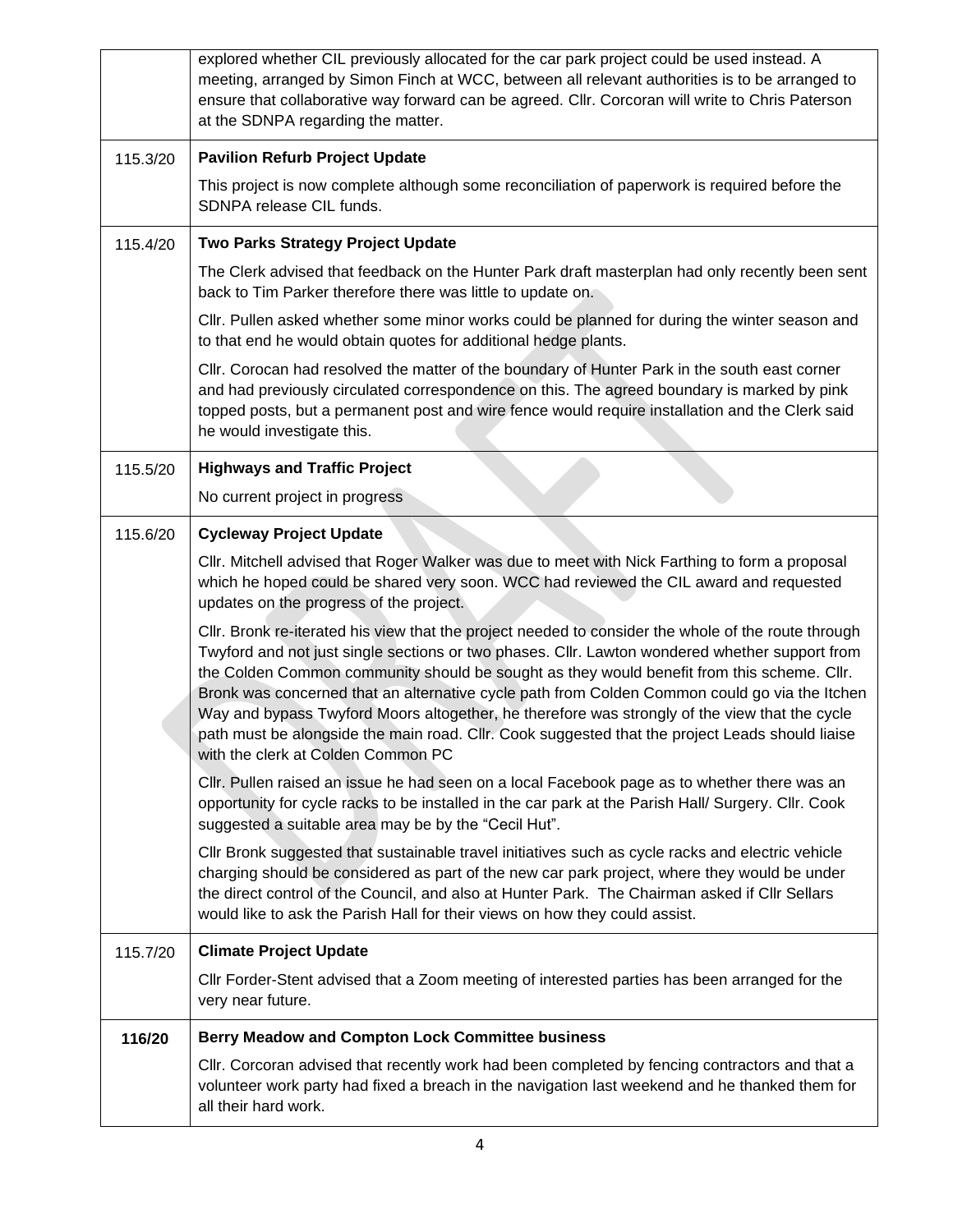| | |
|---|---|
| | explored whether CIL previously allocated for the car park project could be used instead. A meeting, arranged by Simon Finch at WCC, between all relevant authorities is to be arranged to ensure that collaborative way forward can be agreed. Cllr. Corcoran will write to Chris Paterson at the SDNPA regarding the matter. |
| 115.3/20 | **Pavilion Refurb Project Update**<br><br>This project is now complete although some reconciliation of paperwork is required before the SDNPA release CIL funds. |
| 115.4/20 | **Two Parks Strategy Project Update**<br><br>The Clerk advised that feedback on the Hunter Park draft masterplan had only recently been sent back to Tim Parker therefore there was little to update on.<br><br>Cllr. Pullen asked whether some minor works could be planned for during the winter season and to that end he would obtain quotes for additional hedge plants.<br><br>Cllr. Corocan had resolved the matter of the boundary of Hunter Park in the south east corner and had previously circulated correspondence on this. The agreed boundary is marked by pink topped posts, but a permanent post and wire fence would require installation and the Clerk said he would investigate this. |
| 115.5/20 | **Highways and Traffic Project**<br><br>No current project in progress |
| 115.6/20 | **Cycleway Project Update**<br><br>Cllr. Mitchell advised that Roger Walker was due to meet with Nick Farthing to form a proposal which he hoped could be shared very soon. WCC had reviewed the CIL award and requested updates on the progress of the project.<br><br>Cllr. Bronk re-iterated his view that the project needed to consider the whole of the route through Twyford and not just single sections or two phases. Cllr. Lawton wondered whether support from the Colden Common community should be sought as they would benefit from this scheme. Cllr. Bronk was concerned that an alternative cycle path from Colden Common could go via the Itchen Way and bypass Twyford Moors altogether, he therefore was strongly of the view that the cycle path must be alongside the main road. Cllr. Cook suggested that the project Leads should liaise with the clerk at Colden Common PC<br><br>Cllr. Pullen raised an issue he had seen on a local Facebook page as to whether there was an opportunity for cycle racks to be installed in the car park at the Parish Hall/ Surgery. Cllr. Cook suggested a suitable area may be by the "Cecil Hut".<br><br>Cllr Bronk suggested that sustainable travel initiatives such as cycle racks and electric vehicle charging should be considered as part of the new car park project, where they would be under the direct control of the Council, and also at Hunter Park. The Chairman asked if Cllr Sellars would like to ask the Parish Hall for their views on how they could assist. |
| 115.7/20 | **Climate Project Update**<br><br>Cllr Forder-Stent advised that a Zoom meeting of interested parties has been arranged for the very near future. |
| **116/20** | **Berry Meadow and Compton Lock Committee business**<br><br>Cllr. Corcoran advised that recently work had been completed by fencing contractors and that a volunteer work party had fixed a breach in the navigation last weekend and he thanked them for all their hard work. |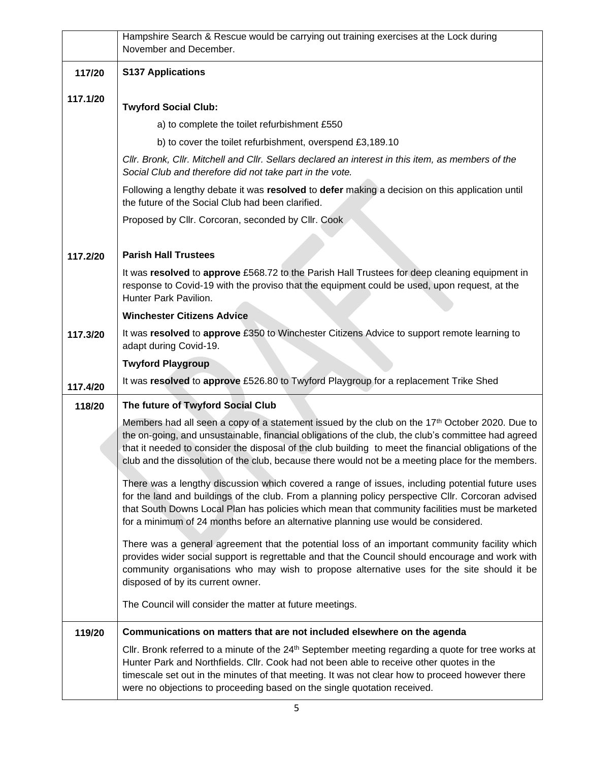| | |
|---|---|
| | Hampshire Search & Rescue would be carrying out training exercises at the Lock during November and December. |
| **117/20** | **S137 Applications** |
| **117.1/20** | **Twyford Social Club:**<br>a) to complete the toilet refurbishment £550<br>b) to cover the toilet refurbishment, overspend £3,189.10<br>*Cllr. Bronk, Cllr. Mitchell and Cllr. Sellars declared an interest in this item, as members of the Social Club and therefore did not take part in the vote.*<br>Following a lengthy debate it was **resolved** to **defer** making a decision on this application until the future of the Social Club had been clarified.<br>Proposed by Cllr. Corcoran, seconded by Cllr. Cook |
| **117.2/20** | **Parish Hall Trustees**<br>It was **resolved** to **approve** £568.72 to the Parish Hall Trustees for deep cleaning equipment in response to Covid-19 with the proviso that the equipment could be used, upon request, at the Hunter Park Pavilion. |
| **117.3/20** | **Winchester Citizens Advice**<br>It was **resolved** to **approve** £350 to Winchester Citizens Advice to support remote learning to adapt during Covid-19. |
| **117.4/20** | **Twyford Playgroup**<br>It was **resolved** to **approve** £526.80 to Twyford Playgroup for a replacement Trike Shed |
| **118/20** | **The future of Twyford Social Club**<br>Members had all seen a copy of a statement issued by the club on the 17th October 2020. Due to the on-going, and unsustainable, financial obligations of the club, the club's committee had agreed that it needed to consider the disposal of the club building to meet the financial obligations of the club and the dissolution of the club, because there would not be a meeting place for the members.<br>There was a lengthy discussion which covered a range of issues, including potential future uses for the land and buildings of the club. From a planning policy perspective Cllr. Corcoran advised that South Downs Local Plan has policies which mean that community facilities must be marketed for a minimum of 24 months before an alternative planning use would be considered.<br>There was a general agreement that the potential loss of an important community facility which provides wider social support is regrettable and that the Council should encourage and work with community organisations who may wish to propose alternative uses for the site should it be disposed of by its current owner.<br>The Council will consider the matter at future meetings. |
| **119/20** | **Communications on matters that are not included elsewhere on the agenda**<br>Cllr. Bronk referred to a minute of the 24th September meeting regarding a quote for tree works at Hunter Park and Northfields. Cllr. Cook had not been able to receive other quotes in the timescale set out in the minutes of that meeting. It was not clear how to proceed however there were no objections to proceeding based on the single quotation received. |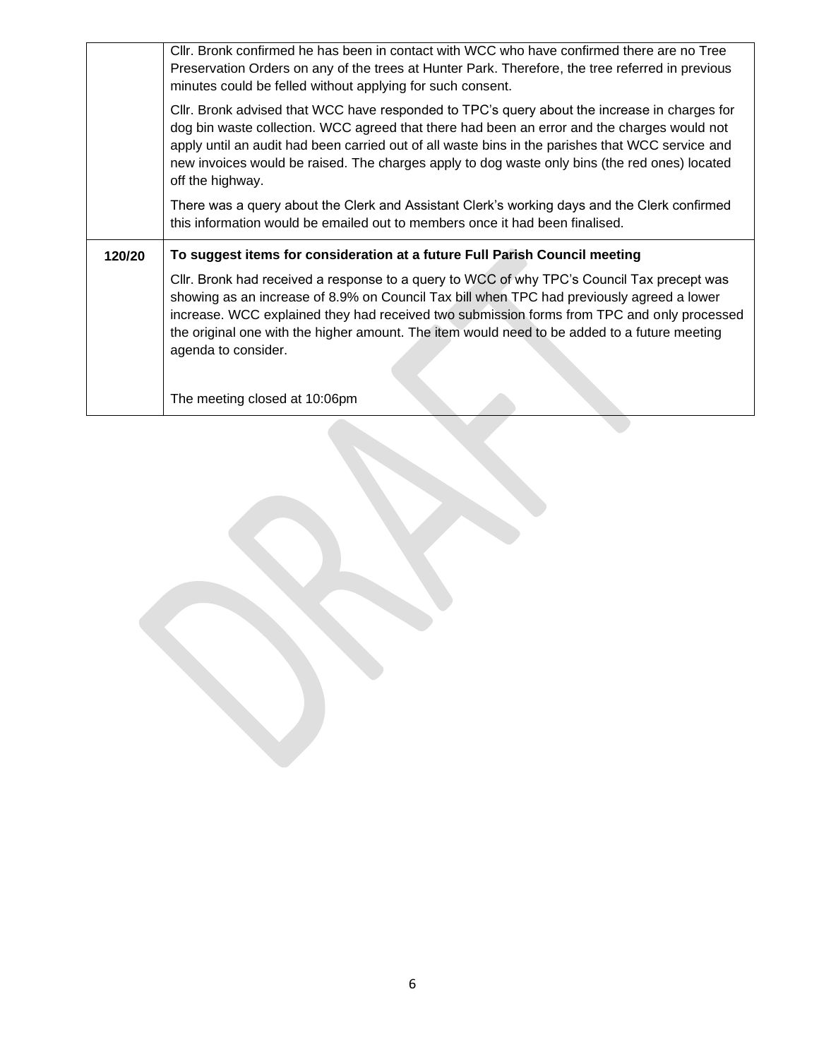| | |
|---|---|
| | Cllr. Bronk confirmed he has been in contact with WCC who have confirmed there are no Tree Preservation Orders on any of the trees at Hunter Park. Therefore, the tree referred in previous minutes could be felled without applying for such consent.<br><br>Cllr. Bronk advised that WCC have responded to TPC's query about the increase in charges for dog bin waste collection. WCC agreed that there had been an error and the charges would not apply until an audit had been carried out of all waste bins in the parishes that WCC service and new invoices would be raised. The charges apply to dog waste only bins (the red ones) located off the highway.<br><br>There was a query about the Clerk and Assistant Clerk's working days and the Clerk confirmed this information would be emailed out to members once it had been finalised. |
| **120/20** | **To suggest items for consideration at a future Full Parish Council meeting**<br><br>Cllr. Bronk had received a response to a query to WCC of why TPC's Council Tax precept was showing as an increase of 8.9% on Council Tax bill when TPC had previously agreed a lower increase. WCC explained they had received two submission forms from TPC and only processed the original one with the higher amount. The item would need to be added to a future meeting agenda to consider.<br><br>The meeting closed at 10:06pm |

DRAFT